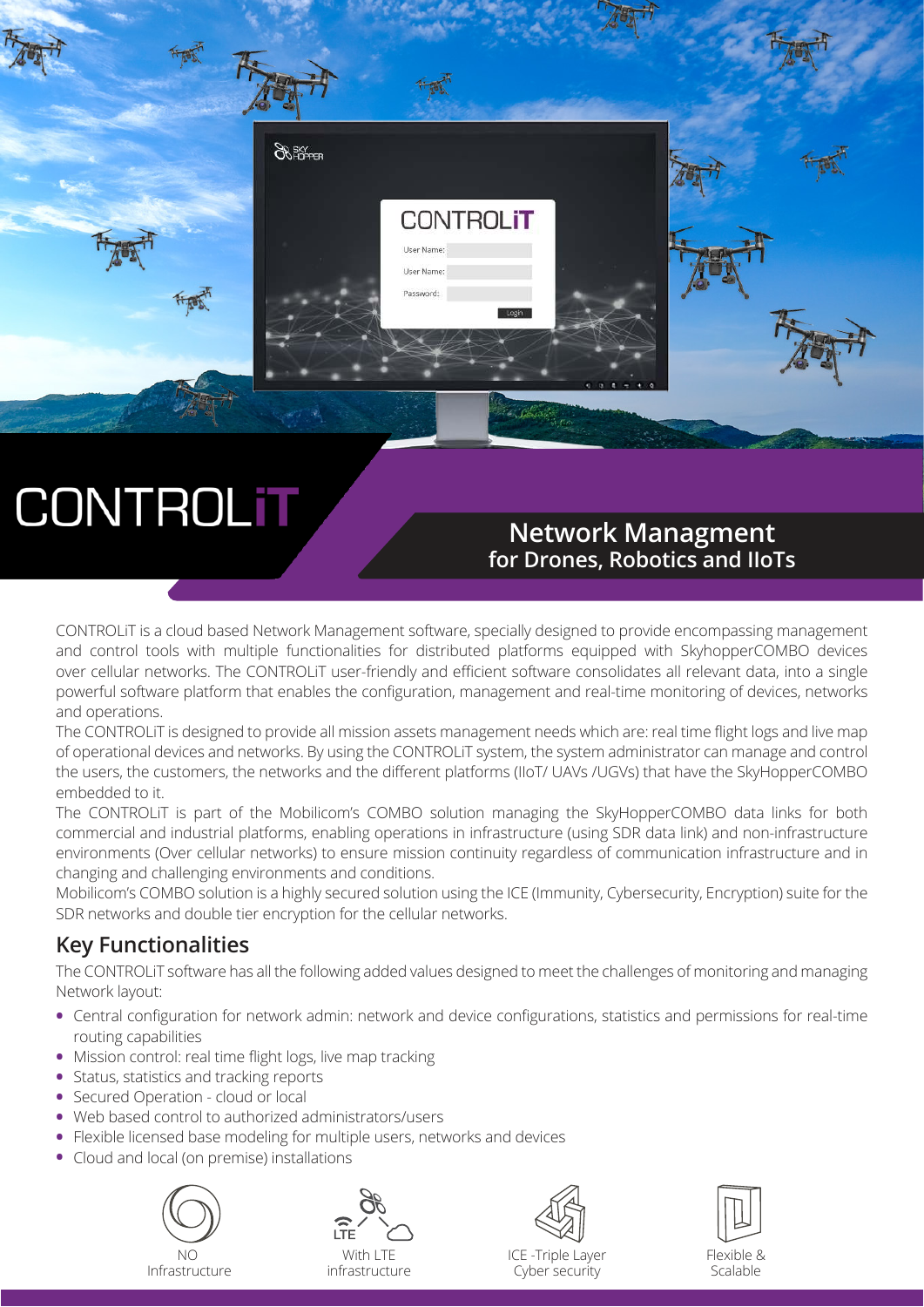# CONTROLiT

## Network Managment
### for Drones, Robotics and IIoTs

CONTROLiT is a cloud based Network Management software, specially designed to provide encompassing management and control tools with multiple functionalities for distributed platforms equipped with SkyhopperCOMBO devices over cellular networks. The CONTROLiT user-friendly and efficient software consolidates all relevant data, into a single powerful software platform that enables the configuration, management and real-time monitoring of devices, networks and operations.

The CONTROLiT is designed to provide all mission assets management needs which are: real time flight logs and live map of operational devices and networks. By using the CONTROLiT system, the system administrator can manage and control the users, the customers, the networks and the different platforms (IIoT/ UAVs /UGVs) that have the SkyHopperCOMBO embedded to it.

The CONTROLiT is part of the Mobilicom's COMBO solution managing the SkyHopperCOMBO data links for both commercial and industrial platforms, enabling operations in infrastructure (using SDR data link) and non-infrastructure environments (Over cellular networks) to ensure mission continuity regardless of communication infrastructure and in changing and challenging environments and conditions.

Mobilicom's COMBO solution is a highly secured solution using the ICE (Immunity, Cybersecurity, Encryption) suite for the SDR networks and double tier encryption for the cellular networks.

## Key Functionalities

The CONTROLiT software has all the following added values designed to meet the challenges of monitoring and managing Network layout:

- Central configuration for network admin: network and device configurations, statistics and permissions for real-time routing capabilities
- Mission control: real time flight logs, live map tracking
- Status, statistics and tracking reports
- Secured Operation - cloud or local
- Web based control to authorized administrators/users
- Flexible licensed base modeling for multiple users, networks and devices
- Cloud and local (on premise) installations

NO Infrastructure | With LTE infrastructure | ICE -Triple Layer Cyber security | Flexible & Scalable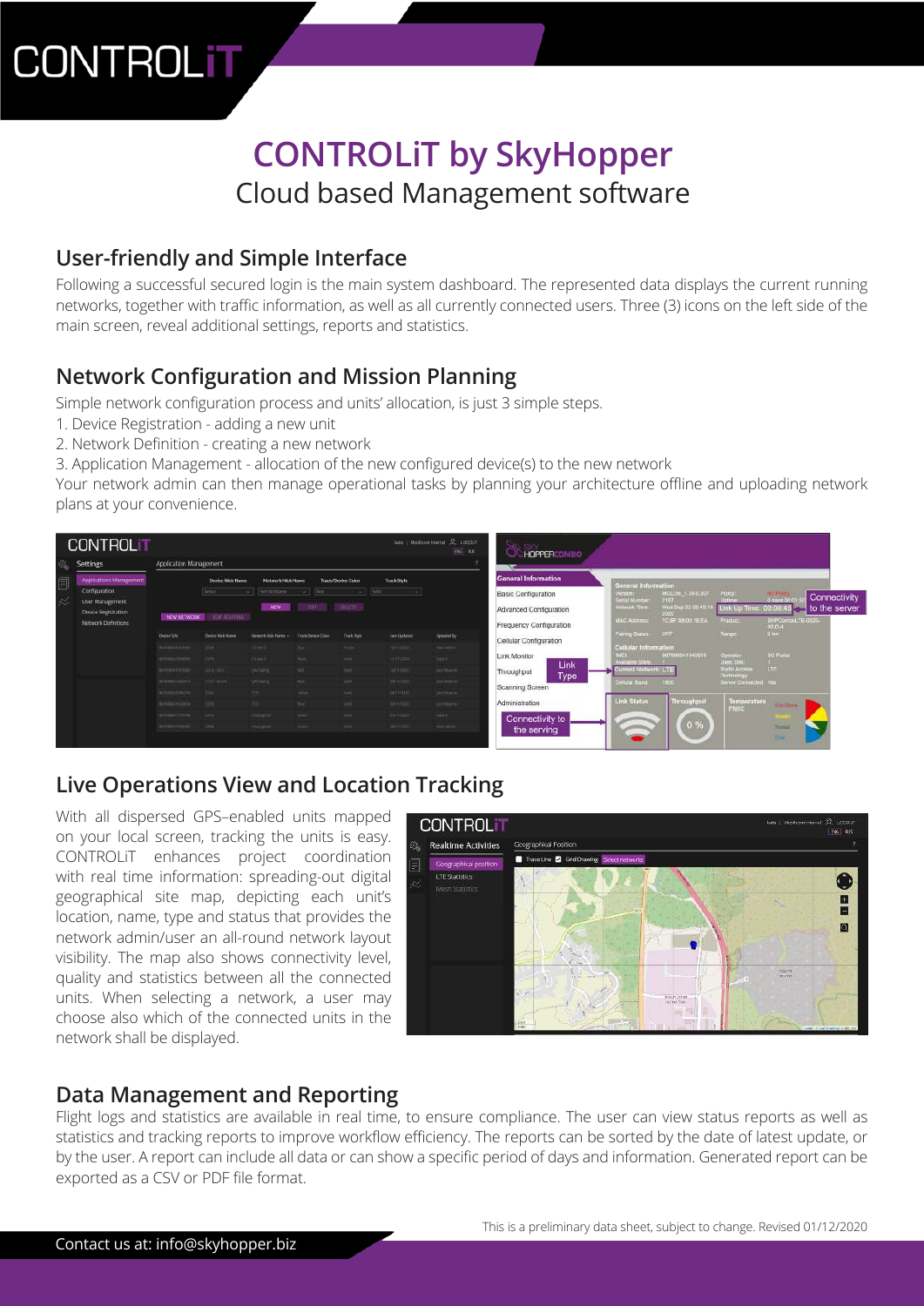# CONTROLiT by SkyHopper

Cloud based Management software

## User-friendly and Simple Interface

Following a successful secured login is the main system dashboard. The represented data displays the current running networks, together with traffic information, as well as all currently connected users. Three (3) icons on the left side of the main screen, reveal additional settings, reports and statistics.

## Network Configuration and Mission Planning

Simple network configuration process and units' allocation, is just 3 simple steps.

1. Device Registration - adding a new unit
2. Network Definition - creating a new network
3. Application Management - allocation of the new configured device(s) to the new network

Your network admin can then manage operational tasks by planning your architecture offline and uploading network plans at your convenience.

## Live Operations View and Location Tracking

With all dispersed GPS–enabled units mapped on your local screen, tracking the units is easy. CONTROLiT enhances project coordination with real time information: spreading-out digital geographical site map, depicting each unit's location, name, type and status that provides the network admin/user an all-round network layout visibility. The map also shows connectivity level, quality and statistics between all the connected units. When selecting a network, a user may choose also which of the connected units in the network shall be displayed.

## Data Management and Reporting

Flight logs and statistics are available in real time, to ensure compliance. The user can view status reports as well as statistics and tracking reports to improve workflow efficiency. The reports can be sorted by the date of latest update, or by the user. A report can include all data or can show a specific period of days and information. Generated report can be exported as a CSV or PDF file format.

This is a preliminary data sheet, subject to change. Revised 01/12/2020

Contact us at: info@skyhopper.biz